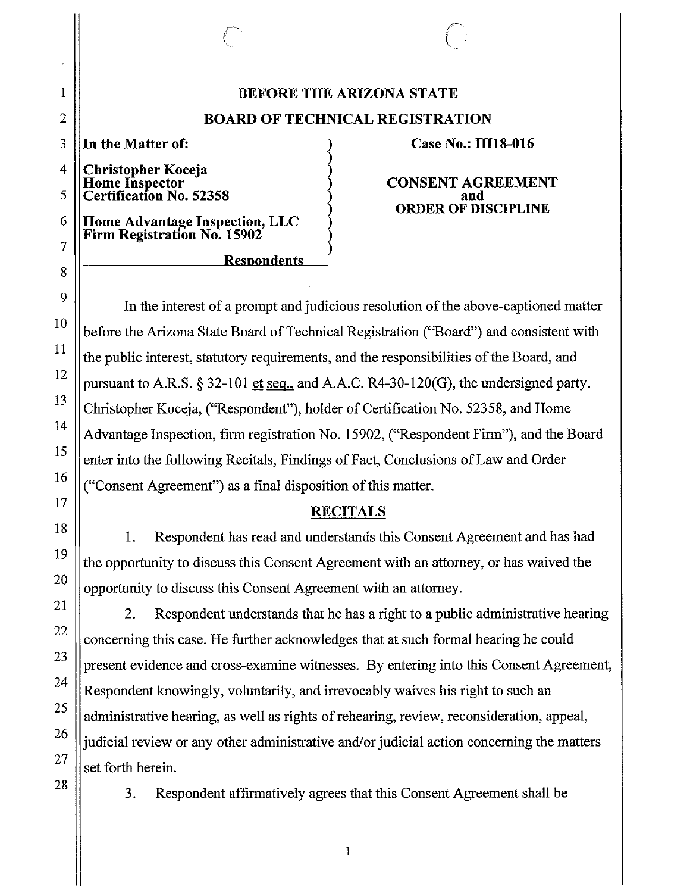**BEFORE THE ARIZONA STATE**

**BOARD OF TECHNICAL REGISTRATION**

**In the Matter of:**

**Christopher Koceja**
**Home Inspector**
**Certification No. 52358**

**Home Advantage Inspection, LLC**
**Firm Registration No. 15902**

**Respondents**

**Case No.: HI18-016**

**CONSENT AGREEMENT**
**and**
**ORDER OF DISCIPLINE**

In the interest of a prompt and judicious resolution of the above-captioned matter before the Arizona State Board of Technical Registration ("Board") and consistent with the public interest, statutory requirements, and the responsibilities of the Board, and pursuant to A.R.S. § 32-101 et seq., and A.A.C. R4-30-120(G), the undersigned party, Christopher Koceja, ("Respondent"), holder of Certification No. 52358, and Home Advantage Inspection, firm registration No. 15902, ("Respondent Firm"), and the Board enter into the following Recitals, Findings of Fact, Conclusions of Law and Order ("Consent Agreement") as a final disposition of this matter.

## RECITALS

1. Respondent has read and understands this Consent Agreement and has had the opportunity to discuss this Consent Agreement with an attorney, or has waived the opportunity to discuss this Consent Agreement with an attorney.

2. Respondent understands that he has a right to a public administrative hearing concerning this case. He further acknowledges that at such formal hearing he could present evidence and cross-examine witnesses. By entering into this Consent Agreement, Respondent knowingly, voluntarily, and irrevocably waives his right to such an administrative hearing, as well as rights of rehearing, review, reconsideration, appeal, judicial review or any other administrative and/or judicial action concerning the matters set forth herein.

3. Respondent affirmatively agrees that this Consent Agreement shall be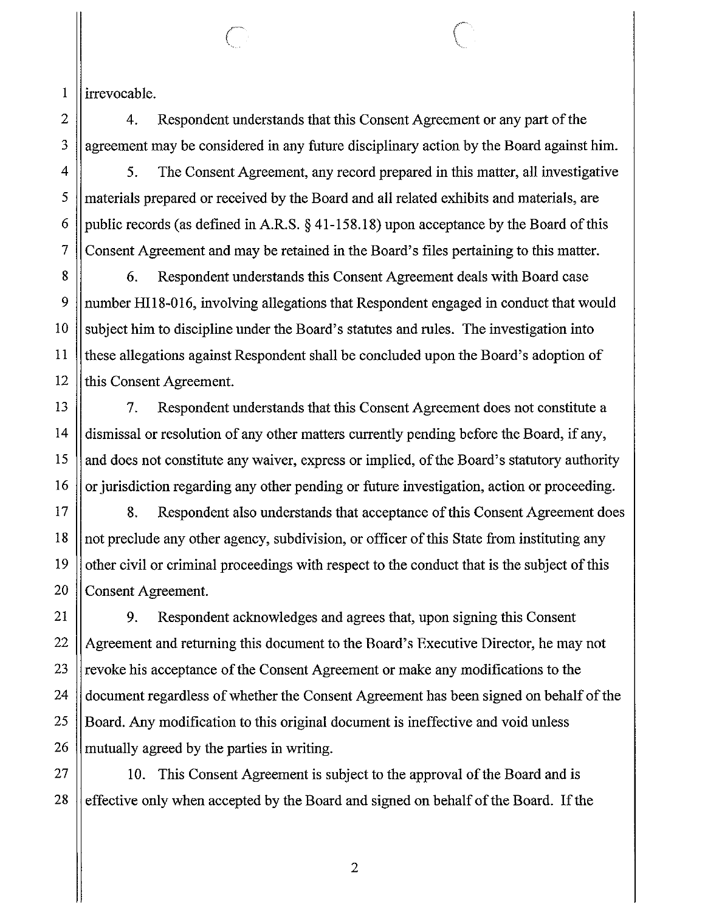irrevocable.

4. Respondent understands that this Consent Agreement or any part of the agreement may be considered in any future disciplinary action by the Board against him.

5. The Consent Agreement, any record prepared in this matter, all investigative materials prepared or received by the Board and all related exhibits and materials, are public records (as defined in A.R.S. § 41-158.18) upon acceptance by the Board of this Consent Agreement and may be retained in the Board's files pertaining to this matter.

6. Respondent understands this Consent Agreement deals with Board case number HI18-016, involving allegations that Respondent engaged in conduct that would subject him to discipline under the Board's statutes and rules. The investigation into these allegations against Respondent shall be concluded upon the Board's adoption of this Consent Agreement.

7. Respondent understands that this Consent Agreement does not constitute a dismissal or resolution of any other matters currently pending before the Board, if any, and does not constitute any waiver, express or implied, of the Board's statutory authority or jurisdiction regarding any other pending or future investigation, action or proceeding.

8. Respondent also understands that acceptance of this Consent Agreement does not preclude any other agency, subdivision, or officer of this State from instituting any other civil or criminal proceedings with respect to the conduct that is the subject of this Consent Agreement.

9. Respondent acknowledges and agrees that, upon signing this Consent Agreement and returning this document to the Board's Executive Director, he may not revoke his acceptance of the Consent Agreement or make any modifications to the document regardless of whether the Consent Agreement has been signed on behalf of the Board. Any modification to this original document is ineffective and void unless mutually agreed by the parties in writing.

10. This Consent Agreement is subject to the approval of the Board and is effective only when accepted by the Board and signed on behalf of the Board. If the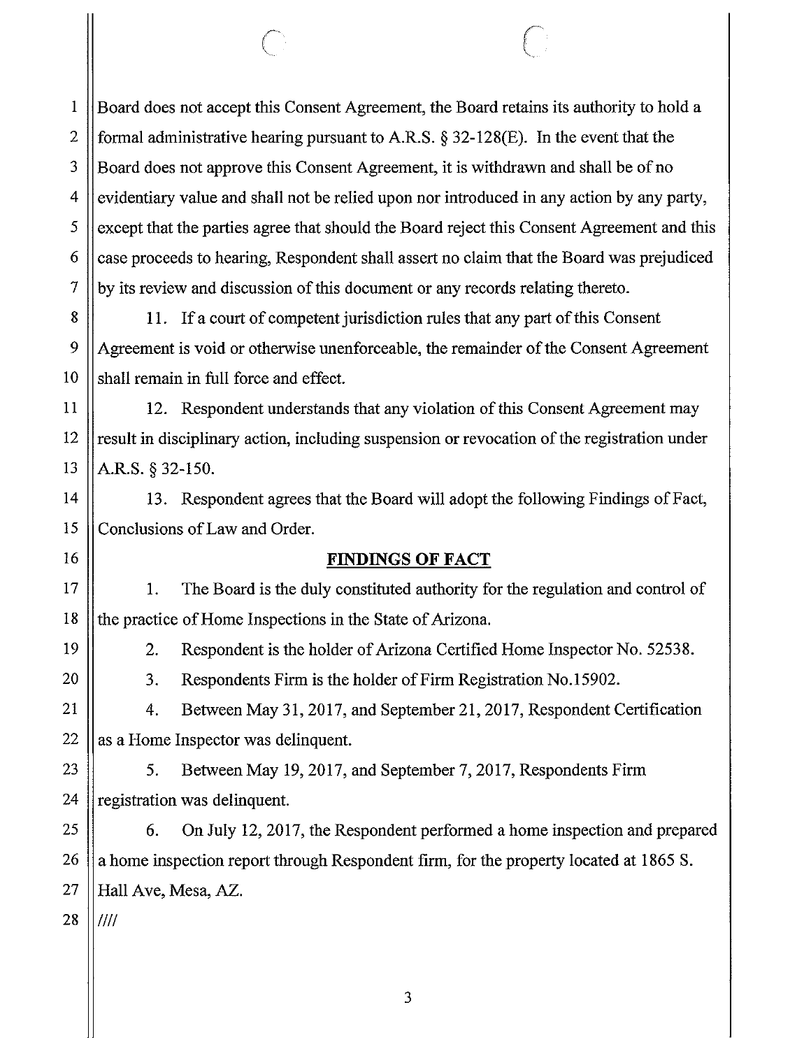Board does not accept this Consent Agreement, the Board retains its authority to hold a formal administrative hearing pursuant to A.R.S. § 32-128(E). In the event that the Board does not approve this Consent Agreement, it is withdrawn and shall be of no evidentiary value and shall not be relied upon nor introduced in any action by any party, except that the parties agree that should the Board reject this Consent Agreement and this case proceeds to hearing, Respondent shall assert no claim that the Board was prejudiced by its review and discussion of this document or any records relating thereto.

11. If a court of competent jurisdiction rules that any part of this Consent Agreement is void or otherwise unenforceable, the remainder of the Consent Agreement shall remain in full force and effect.

12. Respondent understands that any violation of this Consent Agreement may result in disciplinary action, including suspension or revocation of the registration under A.R.S. § 32-150.

13. Respondent agrees that the Board will adopt the following Findings of Fact, Conclusions of Law and Order.

**FINDINGS OF FACT**

1. The Board is the duly constituted authority for the regulation and control of the practice of Home Inspections in the State of Arizona.

2. Respondent is the holder of Arizona Certified Home Inspector No. 52538.

3. Respondents Firm is the holder of Firm Registration No.15902.

4. Between May 31, 2017, and September 21, 2017, Respondent Certification as a Home Inspector was delinquent.

5. Between May 19, 2017, and September 7, 2017, Respondents Firm registration was delinquent.

6. On July 12, 2017, the Respondent performed a home inspection and prepared a home inspection report through Respondent firm, for the property located at 1865 S. Hall Ave, Mesa, AZ.

////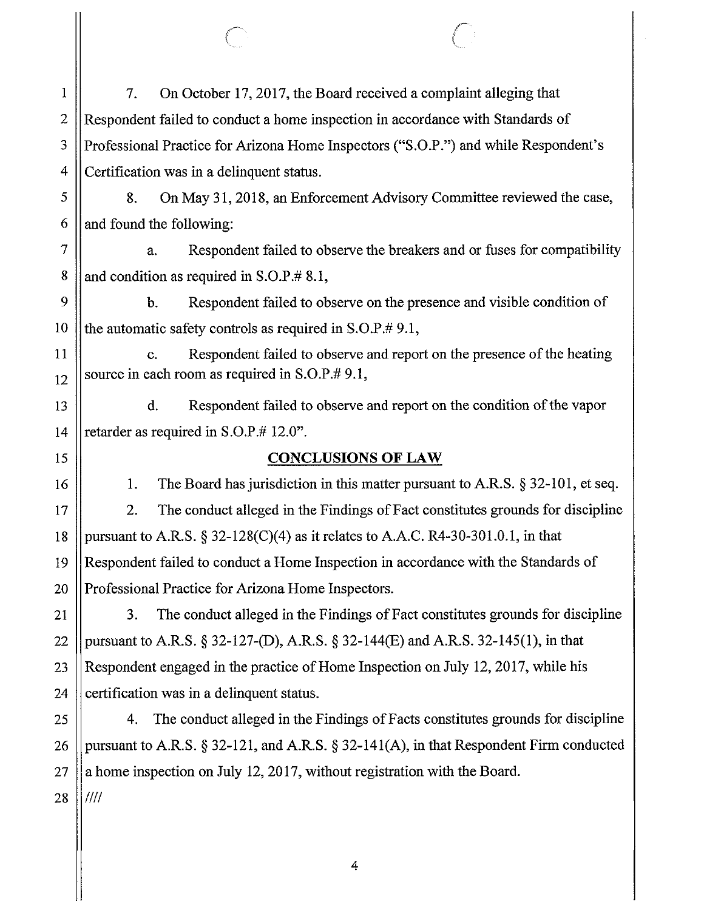7. On October 17, 2017, the Board received a complaint alleging that Respondent failed to conduct a home inspection in accordance with Standards of Professional Practice for Arizona Home Inspectors ("S.O.P.") and while Respondent's Certification was in a delinquent status.

8. On May 31, 2018, an Enforcement Advisory Committee reviewed the case, and found the following:

a. Respondent failed to observe the breakers and or fuses for compatibility and condition as required in S.O.P.# 8.1,

b. Respondent failed to observe on the presence and visible condition of the automatic safety controls as required in S.O.P.# 9.1,

c. Respondent failed to observe and report on the presence of the heating source in each room as required in S.O.P.# 9.1,

d. Respondent failed to observe and report on the condition of the vapor retarder as required in S.O.P.# 12.0".

## CONCLUSIONS OF LAW

1. The Board has jurisdiction in this matter pursuant to A.R.S. § 32-101, et seq.

2. The conduct alleged in the Findings of Fact constitutes grounds for discipline pursuant to A.R.S. § 32-128(C)(4) as it relates to A.A.C. R4-30-301.0.1, in that Respondent failed to conduct a Home Inspection in accordance with the Standards of Professional Practice for Arizona Home Inspectors.

3. The conduct alleged in the Findings of Fact constitutes grounds for discipline pursuant to A.R.S. § 32-127-(D), A.R.S. § 32-144(E) and A.R.S. 32-145(1), in that Respondent engaged in the practice of Home Inspection on July 12, 2017, while his certification was in a delinquent status.

4. The conduct alleged in the Findings of Facts constitutes grounds for discipline pursuant to A.R.S. § 32-121, and A.R.S. § 32-141(A), in that Respondent Firm conducted a home inspection on July 12, 2017, without registration with the Board.

////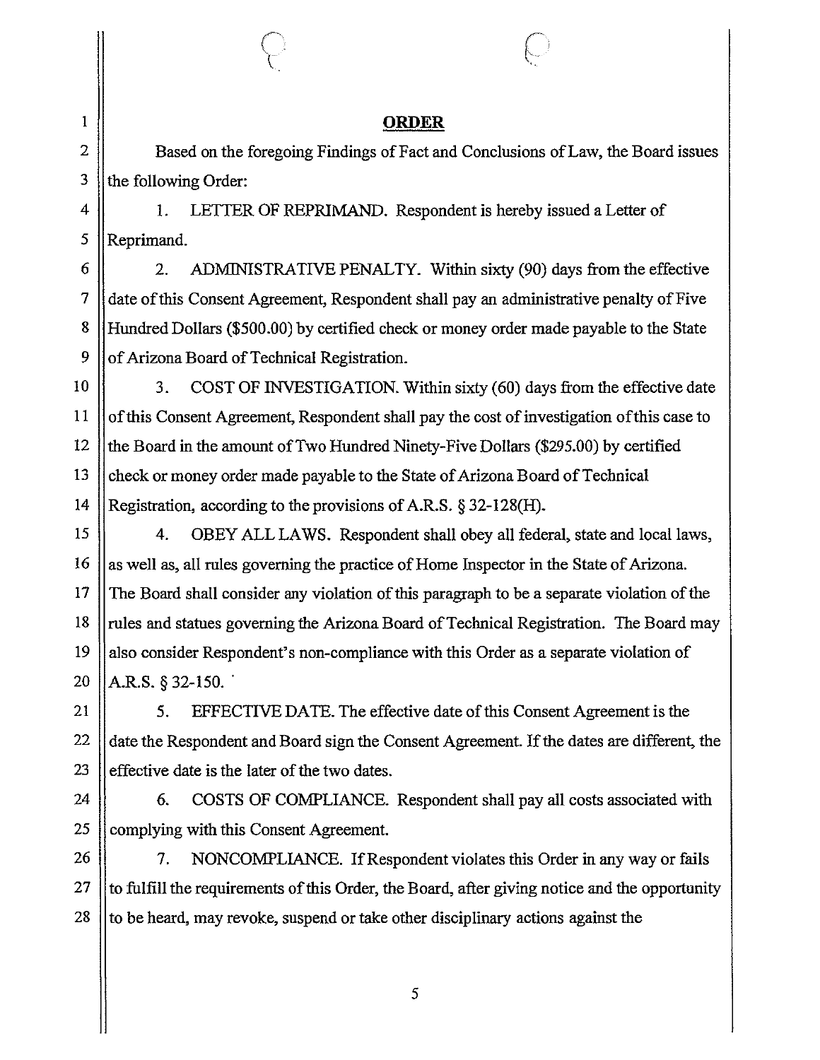**ORDER**

Based on the foregoing Findings of Fact and Conclusions of Law, the Board issues the following Order:

1. LETTER OF REPRIMAND. Respondent is hereby issued a Letter of Reprimand.

2. ADMINISTRATIVE PENALTY. Within sixty (90) days from the effective date of this Consent Agreement, Respondent shall pay an administrative penalty of Five Hundred Dollars ($500.00) by certified check or money order made payable to the State of Arizona Board of Technical Registration.

3. COST OF INVESTIGATION. Within sixty (60) days from the effective date of this Consent Agreement, Respondent shall pay the cost of investigation of this case to the Board in the amount of Two Hundred Ninety-Five Dollars ($295.00) by certified check or money order made payable to the State of Arizona Board of Technical Registration, according to the provisions of A.R.S. § 32-128(H).

4. OBEY ALL LAWS. Respondent shall obey all federal, state and local laws, as well as, all rules governing the practice of Home Inspector in the State of Arizona. The Board shall consider any violation of this paragraph to be a separate violation of the rules and statues governing the Arizona Board of Technical Registration. The Board may also consider Respondent's non-compliance with this Order as a separate violation of A.R.S. § 32-150.

5. EFFECTIVE DATE. The effective date of this Consent Agreement is the date the Respondent and Board sign the Consent Agreement. If the dates are different, the effective date is the later of the two dates.

6. COSTS OF COMPLIANCE. Respondent shall pay all costs associated with complying with this Consent Agreement.

7. NONCOMPLIANCE. If Respondent violates this Order in any way or fails to fulfill the requirements of this Order, the Board, after giving notice and the opportunity to be heard, may revoke, suspend or take other disciplinary actions against the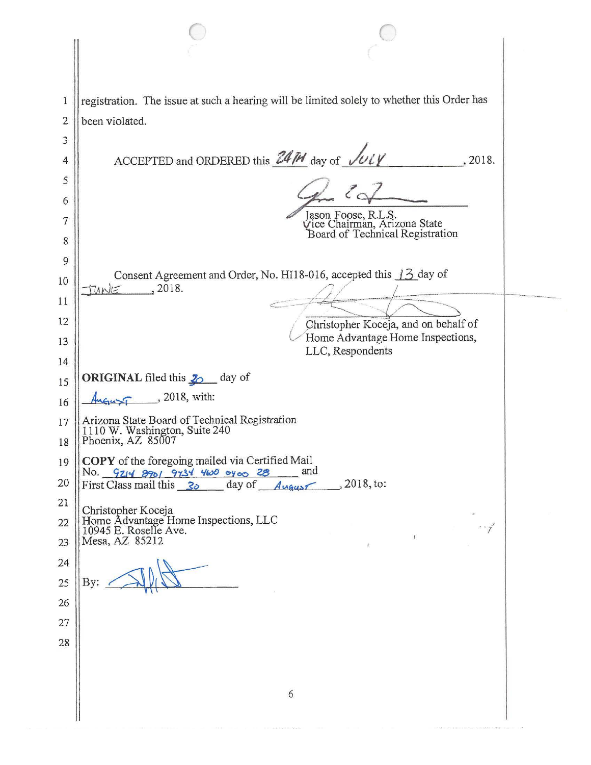registration. The issue at such a hearing will be limited solely to whether this Order has been violated.

ACCEPTED and ORDERED this 24TH day of July, 2018.

Jason Foose, R.L.S.
Vice Chairman, Arizona State Board of Technical Registration

Consent Agreement and Order, No. HI18-016, accepted this 13 day of June, 2018.

Christopher Koceja, and on behalf of Home Advantage Home Inspections, LLC, Respondents

**ORIGINAL** filed this 30 day of August, 2018, with:

Arizona State Board of Technical Registration
1110 W. Washington, Suite 240
Phoenix, AZ 85007

**COPY** of the foregoing mailed via Certified Mail No. 9214 8901 9434 4600 0400 28 and First Class mail this 30 day of August, 2018, to:

Christopher Koceja
Home Advantage Home Inspections, LLC
10945 E. Roselle Ave.
Mesa, AZ 85212

By: ____________________